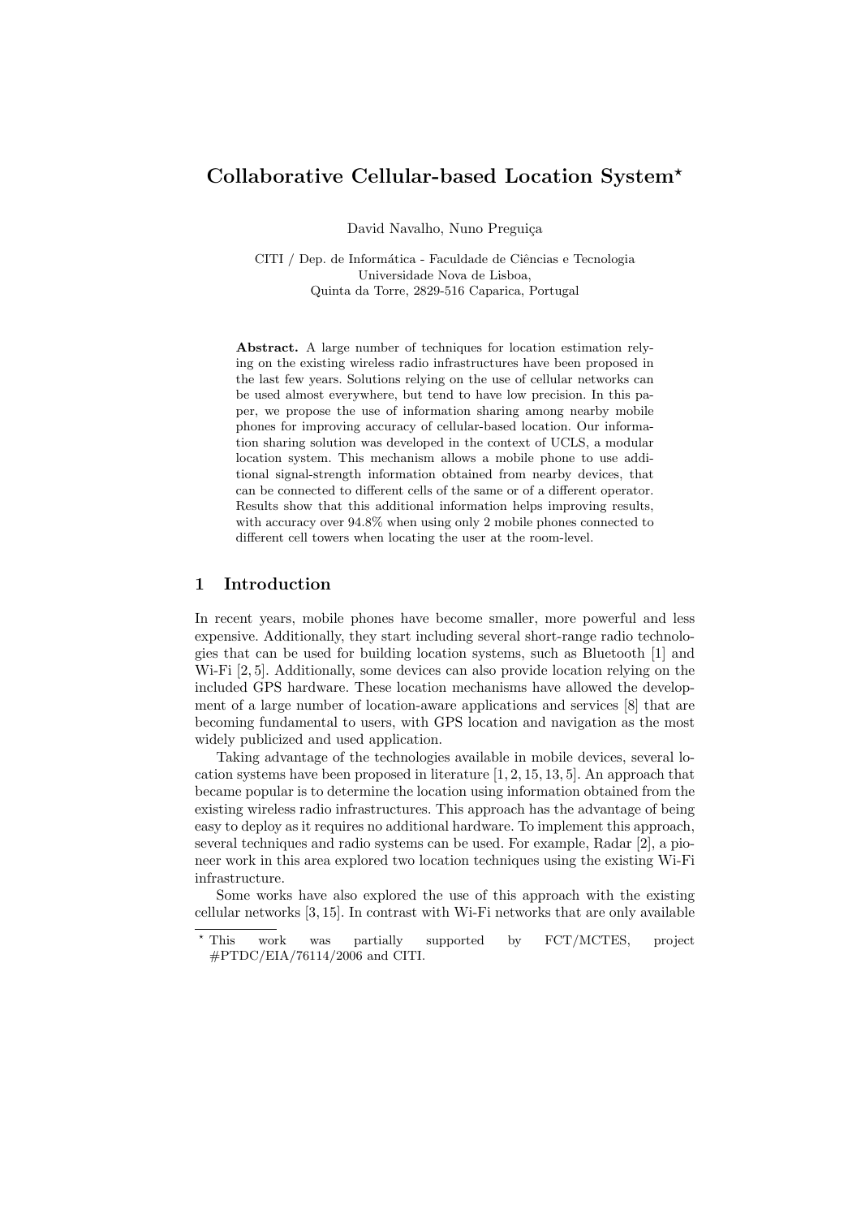# Collaborative Cellular-based Location System*

David Navalho, Nuno Preguiça

CITI / Dep. de Informática - Faculdade de Ciências e Tecnologia
Universidade Nova de Lisboa,
Quinta da Torre, 2829-516 Caparica, Portugal

**Abstract.** A large number of techniques for location estimation relying on the existing wireless radio infrastructures have been proposed in the last few years. Solutions relying on the use of cellular networks can be used almost everywhere, but tend to have low precision. In this paper, we propose the use of information sharing among nearby mobile phones for improving accuracy of cellular-based location. Our information sharing solution was developed in the context of UCLS, a modular location system. This mechanism allows a mobile phone to use additional signal-strength information obtained from nearby devices, that can be connected to different cells of the same or of a different operator. Results show that this additional information helps improving results, with accuracy over 94.8% when using only 2 mobile phones connected to different cell towers when locating the user at the room-level.

## 1 Introduction

In recent years, mobile phones have become smaller, more powerful and less expensive. Additionally, they start including several short-range radio technologies that can be used for building location systems, such as Bluetooth [1] and Wi-Fi [2, 5]. Additionally, some devices can also provide location relying on the included GPS hardware. These location mechanisms have allowed the development of a large number of location-aware applications and services [8] that are becoming fundamental to users, with GPS location and navigation as the most widely publicized and used application.

Taking advantage of the technologies available in mobile devices, several location systems have been proposed in literature [1, 2, 15, 13, 5]. An approach that became popular is to determine the location using information obtained from the existing wireless radio infrastructures. This approach has the advantage of being easy to deploy as it requires no additional hardware. To implement this approach, several techniques and radio systems can be used. For example, Radar [2], a pioneer work in this area explored two location techniques using the existing Wi-Fi infrastructure.

Some works have also explored the use of this approach with the existing cellular networks [3, 15]. In contrast with Wi-Fi networks that are only available

* This work was partially supported by FCT/MCTES, project #PTDC/EIA/76114/2006 and CITI.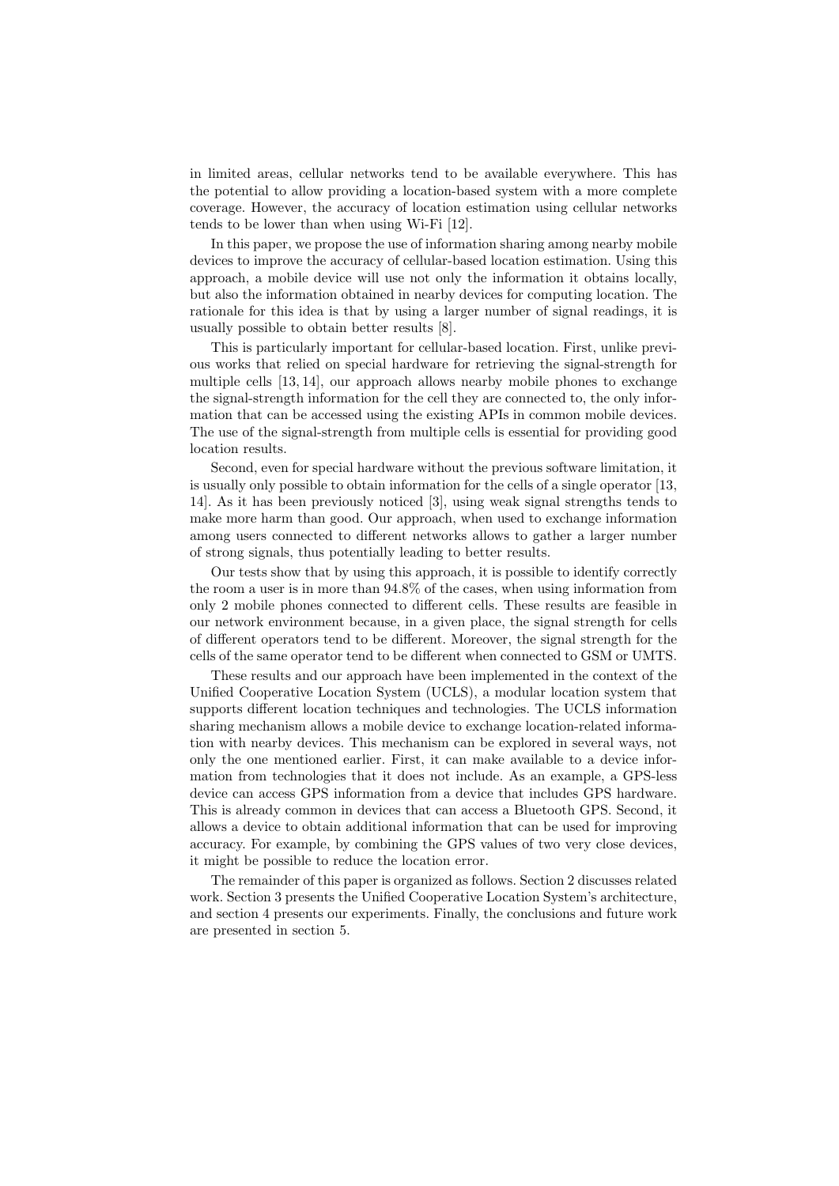in limited areas, cellular networks tend to be available everywhere. This has the potential to allow providing a location-based system with a more complete coverage. However, the accuracy of location estimation using cellular networks tends to be lower than when using Wi-Fi [12].

In this paper, we propose the use of information sharing among nearby mobile devices to improve the accuracy of cellular-based location estimation. Using this approach, a mobile device will use not only the information it obtains locally, but also the information obtained in nearby devices for computing location. The rationale for this idea is that by using a larger number of signal readings, it is usually possible to obtain better results [8].

This is particularly important for cellular-based location. First, unlike previous works that relied on special hardware for retrieving the signal-strength for multiple cells [13, 14], our approach allows nearby mobile phones to exchange the signal-strength information for the cell they are connected to, the only information that can be accessed using the existing APIs in common mobile devices. The use of the signal-strength from multiple cells is essential for providing good location results.

Second, even for special hardware without the previous software limitation, it is usually only possible to obtain information for the cells of a single operator [13, 14]. As it has been previously noticed [3], using weak signal strengths tends to make more harm than good. Our approach, when used to exchange information among users connected to different networks allows to gather a larger number of strong signals, thus potentially leading to better results.

Our tests show that by using this approach, it is possible to identify correctly the room a user is in more than 94.8% of the cases, when using information from only 2 mobile phones connected to different cells. These results are feasible in our network environment because, in a given place, the signal strength for cells of different operators tend to be different. Moreover, the signal strength for the cells of the same operator tend to be different when connected to GSM or UMTS.

These results and our approach have been implemented in the context of the Unified Cooperative Location System (UCLS), a modular location system that supports different location techniques and technologies. The UCLS information sharing mechanism allows a mobile device to exchange location-related information with nearby devices. This mechanism can be explored in several ways, not only the one mentioned earlier. First, it can make available to a device information from technologies that it does not include. As an example, a GPS-less device can access GPS information from a device that includes GPS hardware. This is already common in devices that can access a Bluetooth GPS. Second, it allows a device to obtain additional information that can be used for improving accuracy. For example, by combining the GPS values of two very close devices, it might be possible to reduce the location error.

The remainder of this paper is organized as follows. Section 2 discusses related work. Section 3 presents the Unified Cooperative Location System's architecture, and section 4 presents our experiments. Finally, the conclusions and future work are presented in section 5.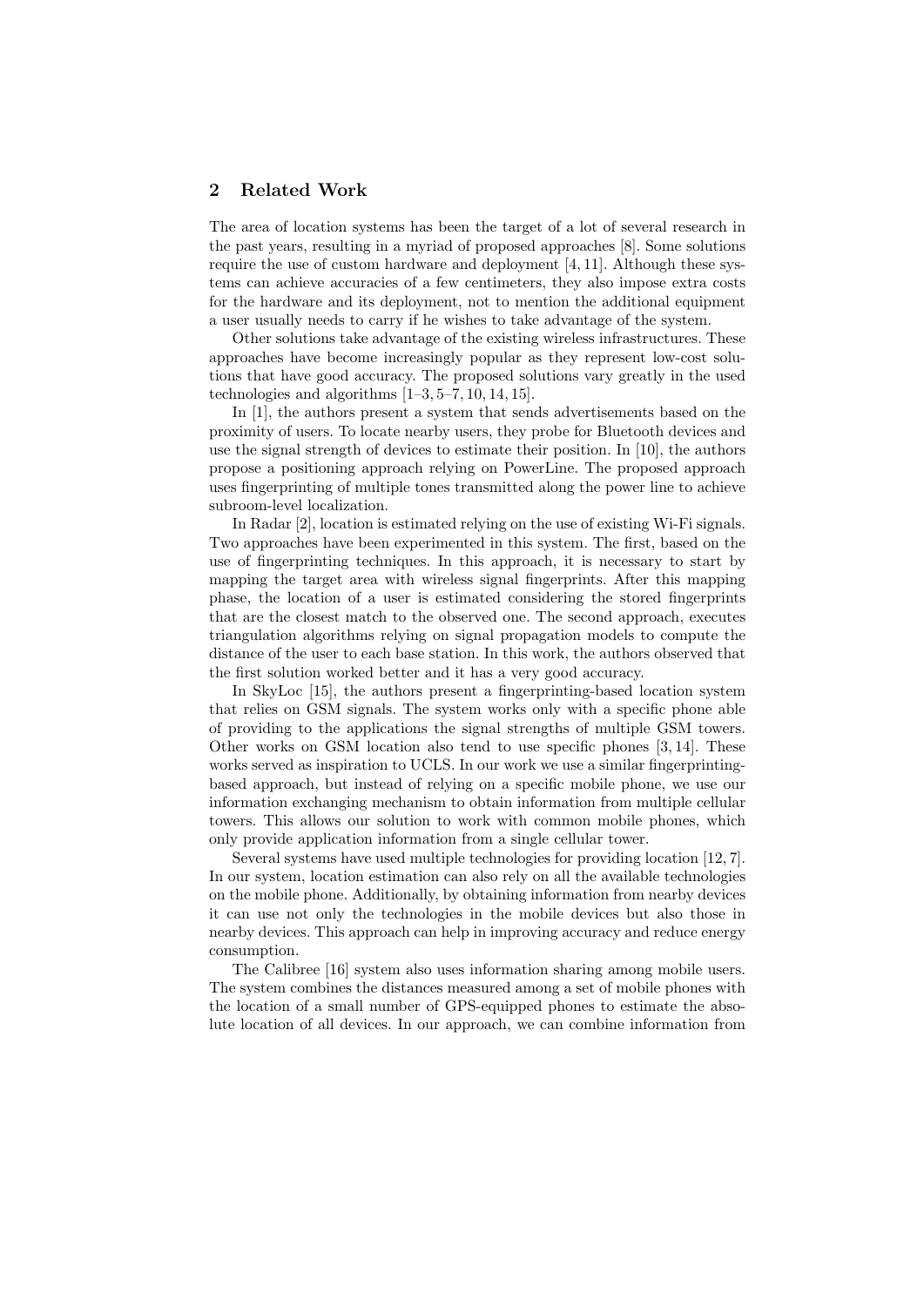## 2 Related Work

The area of location systems has been the target of a lot of several research in the past years, resulting in a myriad of proposed approaches [8]. Some solutions require the use of custom hardware and deployment [4, 11]. Although these systems can achieve accuracies of a few centimeters, they also impose extra costs for the hardware and its deployment, not to mention the additional equipment a user usually needs to carry if he wishes to take advantage of the system.

Other solutions take advantage of the existing wireless infrastructures. These approaches have become increasingly popular as they represent low-cost solutions that have good accuracy. The proposed solutions vary greatly in the used technologies and algorithms [1–3, 5–7, 10, 14, 15].

In [1], the authors present a system that sends advertisements based on the proximity of users. To locate nearby users, they probe for Bluetooth devices and use the signal strength of devices to estimate their position. In [10], the authors propose a positioning approach relying on PowerLine. The proposed approach uses fingerprinting of multiple tones transmitted along the power line to achieve subroom-level localization.

In Radar [2], location is estimated relying on the use of existing Wi-Fi signals. Two approaches have been experimented in this system. The first, based on the use of fingerprinting techniques. In this approach, it is necessary to start by mapping the target area with wireless signal fingerprints. After this mapping phase, the location of a user is estimated considering the stored fingerprints that are the closest match to the observed one. The second approach, executes triangulation algorithms relying on signal propagation models to compute the distance of the user to each base station. In this work, the authors observed that the first solution worked better and it has a very good accuracy.

In SkyLoc [15], the authors present a fingerprinting-based location system that relies on GSM signals. The system works only with a specific phone able of providing to the applications the signal strengths of multiple GSM towers. Other works on GSM location also tend to use specific phones [3, 14]. These works served as inspiration to UCLS. In our work we use a similar fingerprinting-based approach, but instead of relying on a specific mobile phone, we use our information exchanging mechanism to obtain information from multiple cellular towers. This allows our solution to work with common mobile phones, which only provide application information from a single cellular tower.

Several systems have used multiple technologies for providing location [12, 7]. In our system, location estimation can also rely on all the available technologies on the mobile phone. Additionally, by obtaining information from nearby devices it can use not only the technologies in the mobile devices but also those in nearby devices. This approach can help in improving accuracy and reduce energy consumption.

The Calibree [16] system also uses information sharing among mobile users. The system combines the distances measured among a set of mobile phones with the location of a small number of GPS-equipped phones to estimate the absolute location of all devices. In our approach, we can combine information from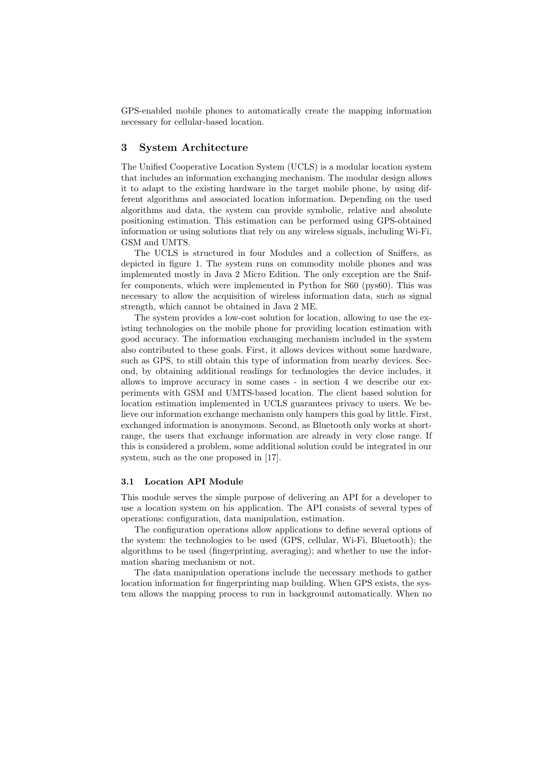GPS-enabled mobile phones to automatically create the mapping information necessary for cellular-based location.

## 3 System Architecture

The Unified Cooperative Location System (UCLS) is a modular location system that includes an information exchanging mechanism. The modular design allows it to adapt to the existing hardware in the target mobile phone, by using different algorithms and associated location information. Depending on the used algorithms and data, the system can provide symbolic, relative and absolute positioning estimation. This estimation can be performed using GPS-obtained information or using solutions that rely on any wireless signals, including Wi-Fi, GSM and UMTS.

The UCLS is structured in four Modules and a collection of Sniffers, as depicted in figure 1. The system runs on commodity mobile phones and was implemented mostly in Java 2 Micro Edition. The only exception are the Sniffer components, which were implemented in Python for S60 (pys60). This was necessary to allow the acquisition of wireless information data, such as signal strength, which cannot be obtained in Java 2 ME.

The system provides a low-cost solution for location, allowing to use the existing technologies on the mobile phone for providing location estimation with good accuracy. The information exchanging mechanism included in the system also contributed to these goals. First, it allows devices without some hardware, such as GPS, to still obtain this type of information from nearby devices. Second, by obtaining additional readings for technologies the device includes, it allows to improve accuracy in some cases - in section 4 we describe our experiments with GSM and UMTS-based location. The client based solution for location estimation implemented in UCLS guarantees privacy to users. We believe our information exchange mechanism only hampers this goal by little. First, exchanged information is anonymous. Second, as Bluetooth only works at short-range, the users that exchange information are already in very close range. If this is considered a problem, some additional solution could be integrated in our system, such as the one proposed in [17].

### 3.1 Location API Module

This module serves the simple purpose of delivering an API for a developer to use a location system on his application. The API consists of several types of operations: configuration, data manipulation, estimation.

The configuration operations allow applications to define several options of the system: the technologies to be used (GPS, cellular, Wi-Fi, Bluetooth); the algorithms to be used (fingerprinting, averaging); and whether to use the information sharing mechanism or not.

The data manipulation operations include the necessary methods to gather location information for fingerprinting map building. When GPS exists, the system allows the mapping process to run in background automatically. When no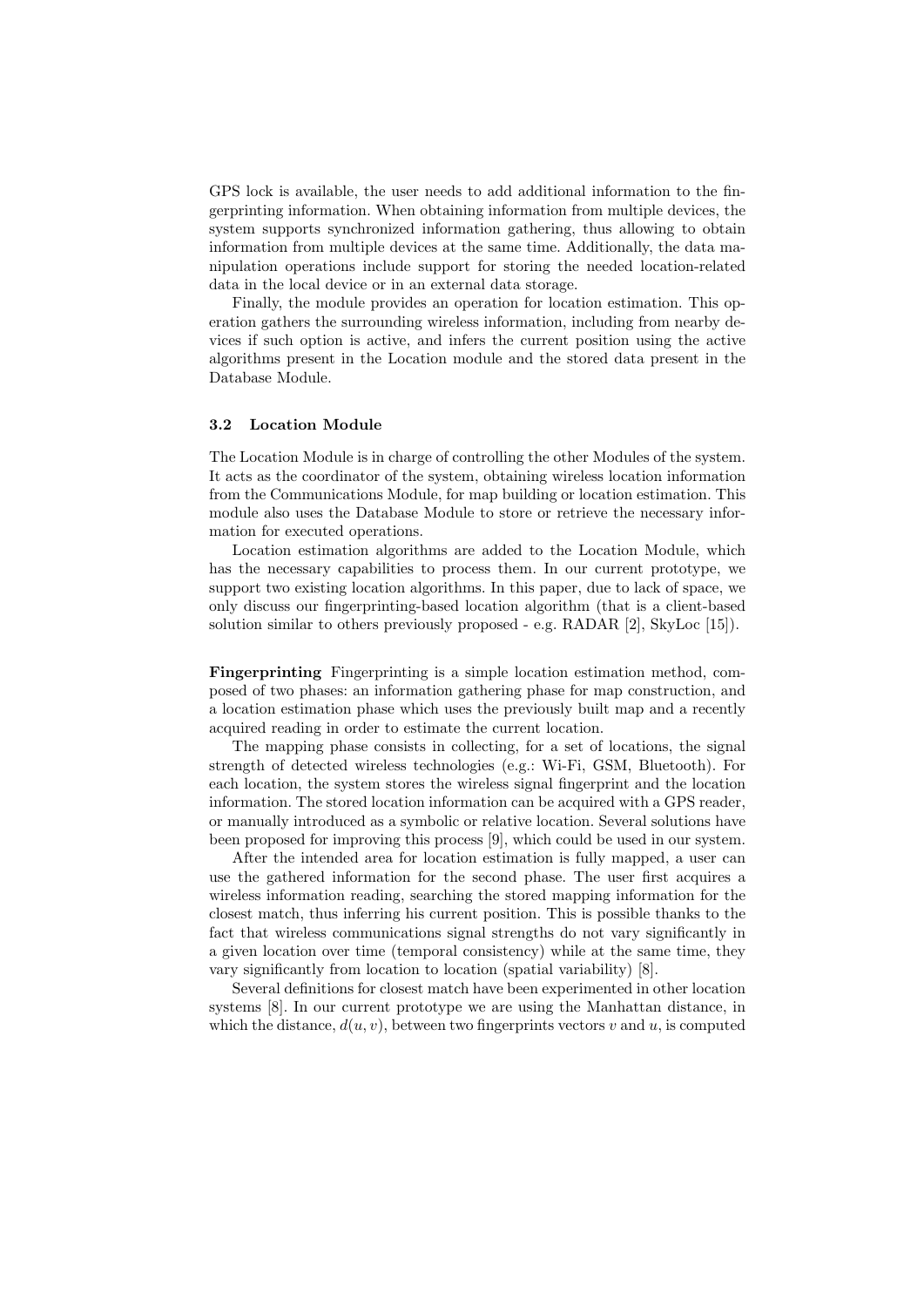GPS lock is available, the user needs to add additional information to the fingerprinting information. When obtaining information from multiple devices, the system supports synchronized information gathering, thus allowing to obtain information from multiple devices at the same time. Additionally, the data manipulation operations include support for storing the needed location-related data in the local device or in an external data storage.

Finally, the module provides an operation for location estimation. This operation gathers the surrounding wireless information, including from nearby devices if such option is active, and infers the current position using the active algorithms present in the Location module and the stored data present in the Database Module.

### 3.2 Location Module

The Location Module is in charge of controlling the other Modules of the system. It acts as the coordinator of the system, obtaining wireless location information from the Communications Module, for map building or location estimation. This module also uses the Database Module to store or retrieve the necessary information for executed operations.

Location estimation algorithms are added to the Location Module, which has the necessary capabilities to process them. In our current prototype, we support two existing location algorithms. In this paper, due to lack of space, we only discuss our fingerprinting-based location algorithm (that is a client-based solution similar to others previously proposed - e.g. RADAR [2], SkyLoc [15]).

**Fingerprinting** Fingerprinting is a simple location estimation method, composed of two phases: an information gathering phase for map construction, and a location estimation phase which uses the previously built map and a recently acquired reading in order to estimate the current location.

The mapping phase consists in collecting, for a set of locations, the signal strength of detected wireless technologies (e.g.: Wi-Fi, GSM, Bluetooth). For each location, the system stores the wireless signal fingerprint and the location information. The stored location information can be acquired with a GPS reader, or manually introduced as a symbolic or relative location. Several solutions have been proposed for improving this process [9], which could be used in our system.

After the intended area for location estimation is fully mapped, a user can use the gathered information for the second phase. The user first acquires a wireless information reading, searching the stored mapping information for the closest match, thus inferring his current position. This is possible thanks to the fact that wireless communications signal strengths do not vary significantly in a given location over time (temporal consistency) while at the same time, they vary significantly from location to location (spatial variability) [8].

Several definitions for closest match have been experimented in other location systems [8]. In our current prototype we are using the Manhattan distance, in which the distance, $d(u, v)$, between two fingerprints vectors $v$ and $u$, is computed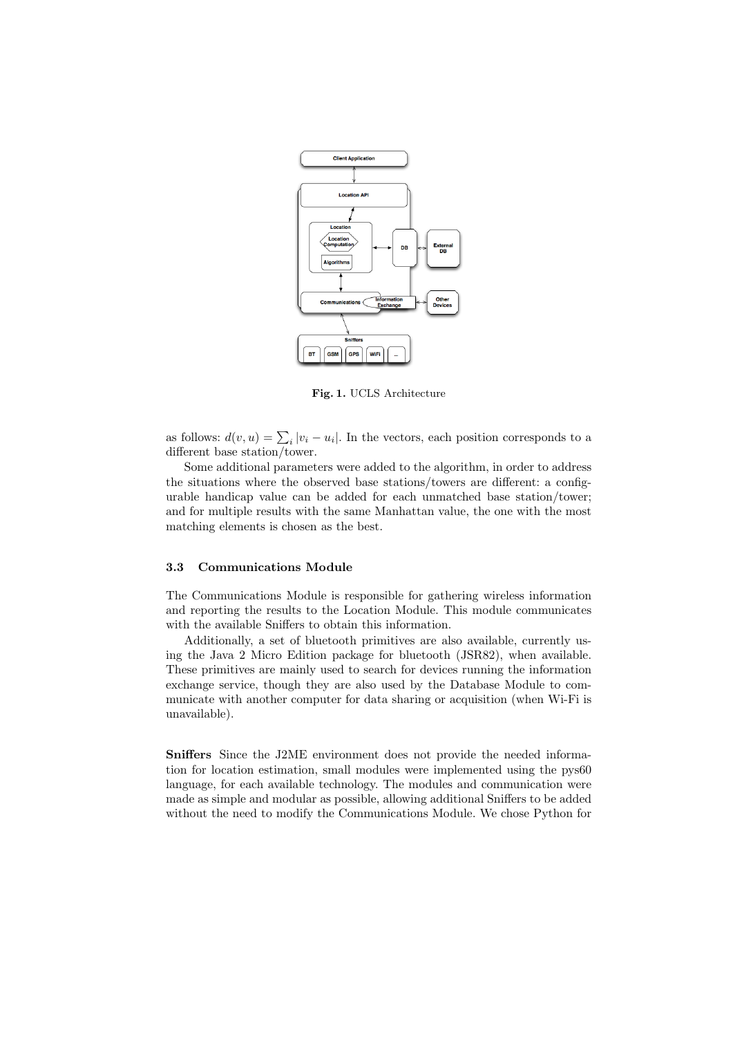Fig. 1. UCLS Architecture

as follows: $d(v, u) = \sum_i |v_i - u_i|$. In the vectors, each position corresponds to a different base station/tower.

Some additional parameters were added to the algorithm, in order to address the situations where the observed base stations/towers are different: a configurable handicap value can be added for each unmatched base station/tower; and for multiple results with the same Manhattan value, the one with the most matching elements is chosen as the best.

### 3.3 Communications Module

The Communications Module is responsible for gathering wireless information and reporting the results to the Location Module. This module communicates with the available Sniffers to obtain this information.

Additionally, a set of bluetooth primitives are also available, currently using the Java 2 Micro Edition package for bluetooth (JSR82), when available. These primitives are mainly used to search for devices running the information exchange service, though they are also used by the Database Module to communicate with another computer for data sharing or acquisition (when Wi-Fi is unavailable).

**Sniffers** Since the J2ME environment does not provide the needed information for location estimation, small modules were implemented using the pys60 language, for each available technology. The modules and communication were made as simple and modular as possible, allowing additional Sniffers to be added without the need to modify the Communications Module. We chose Python for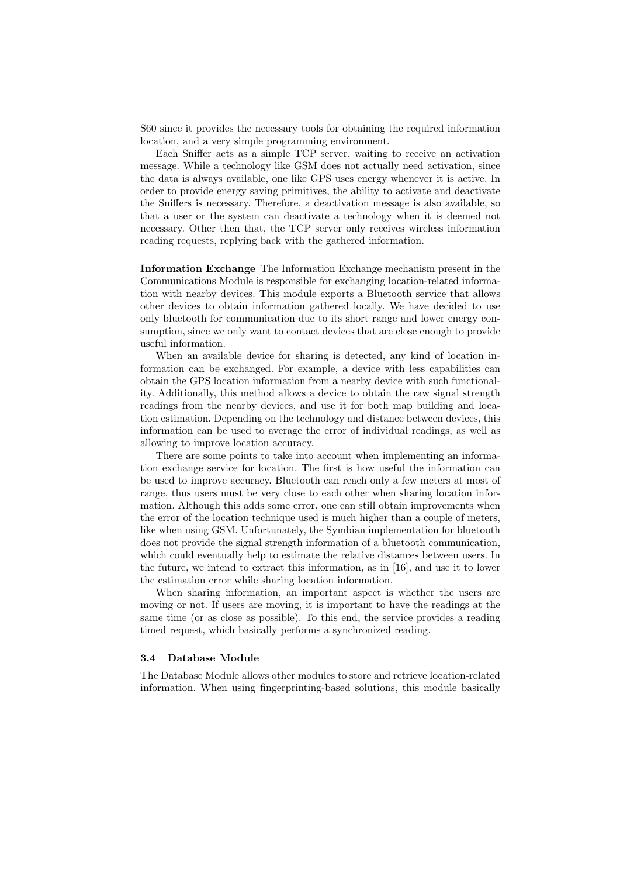S60 since it provides the necessary tools for obtaining the required information location, and a very simple programming environment.

Each Sniffer acts as a simple TCP server, waiting to receive an activation message. While a technology like GSM does not actually need activation, since the data is always available, one like GPS uses energy whenever it is active. In order to provide energy saving primitives, the ability to activate and deactivate the Sniffers is necessary. Therefore, a deactivation message is also available, so that a user or the system can deactivate a technology when it is deemed not necessary. Other then that, the TCP server only receives wireless information reading requests, replying back with the gathered information.

**Information Exchange** The Information Exchange mechanism present in the Communications Module is responsible for exchanging location-related information with nearby devices. This module exports a Bluetooth service that allows other devices to obtain information gathered locally. We have decided to use only bluetooth for communication due to its short range and lower energy consumption, since we only want to contact devices that are close enough to provide useful information.

When an available device for sharing is detected, any kind of location information can be exchanged. For example, a device with less capabilities can obtain the GPS location information from a nearby device with such functionality. Additionally, this method allows a device to obtain the raw signal strength readings from the nearby devices, and use it for both map building and location estimation. Depending on the technology and distance between devices, this information can be used to average the error of individual readings, as well as allowing to improve location accuracy.

There are some points to take into account when implementing an information exchange service for location. The first is how useful the information can be used to improve accuracy. Bluetooth can reach only a few meters at most of range, thus users must be very close to each other when sharing location information. Although this adds some error, one can still obtain improvements when the error of the location technique used is much higher than a couple of meters, like when using GSM. Unfortunately, the Symbian implementation for bluetooth does not provide the signal strength information of a bluetooth communication, which could eventually help to estimate the relative distances between users. In the future, we intend to extract this information, as in [16], and use it to lower the estimation error while sharing location information.

When sharing information, an important aspect is whether the users are moving or not. If users are moving, it is important to have the readings at the same time (or as close as possible). To this end, the service provides a reading timed request, which basically performs a synchronized reading.

### 3.4 Database Module

The Database Module allows other modules to store and retrieve location-related information. When using fingerprinting-based solutions, this module basically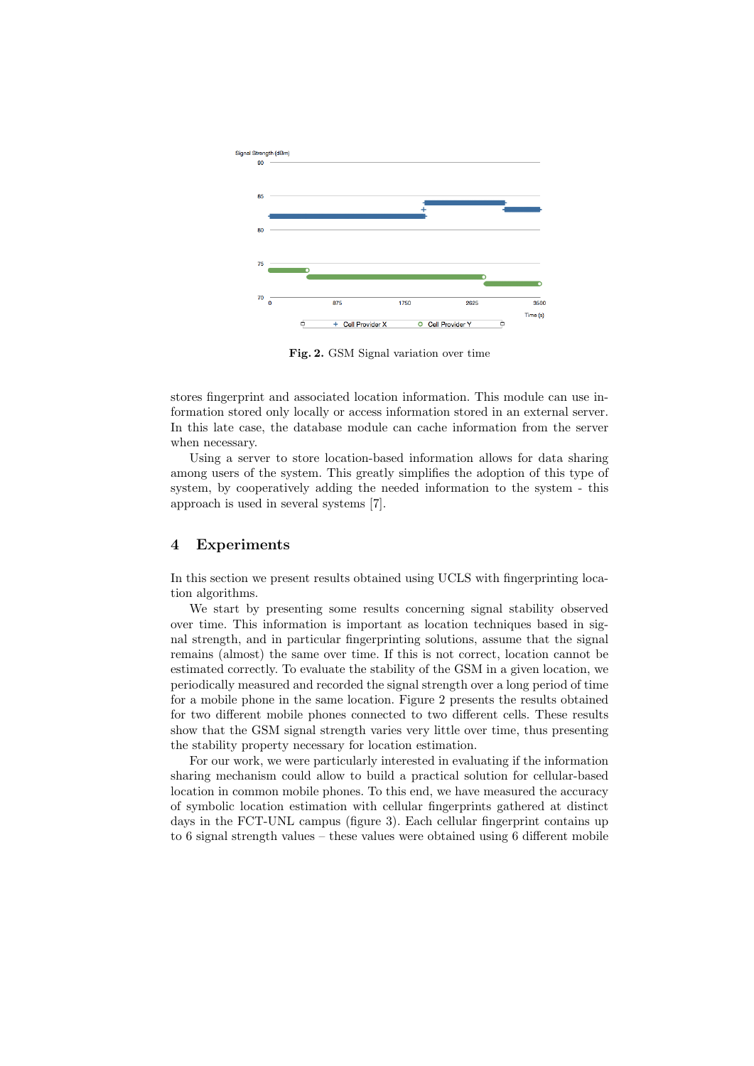**Fig. 2.** GSM Signal variation over time

stores fingerprint and associated location information. This module can use information stored only locally or access information stored in an external server. In this late case, the database module can cache information from the server when necessary.

Using a server to store location-based information allows for data sharing among users of the system. This greatly simplifies the adoption of this type of system, by cooperatively adding the needed information to the system - this approach is used in several systems [7].

## 4 Experiments

In this section we present results obtained using UCLS with fingerprinting location algorithms.

We start by presenting some results concerning signal stability observed over time. This information is important as location techniques based in signal strength, and in particular fingerprinting solutions, assume that the signal remains (almost) the same over time. If this is not correct, location cannot be estimated correctly. To evaluate the stability of the GSM in a given location, we periodically measured and recorded the signal strength over a long period of time for a mobile phone in the same location. Figure 2 presents the results obtained for two different mobile phones connected to two different cells. These results show that the GSM signal strength varies very little over time, thus presenting the stability property necessary for location estimation.

For our work, we were particularly interested in evaluating if the information sharing mechanism could allow to build a practical solution for cellular-based location in common mobile phones. To this end, we have measured the accuracy of symbolic location estimation with cellular fingerprints gathered at distinct days in the FCT-UNL campus (figure 3). Each cellular fingerprint contains up to 6 signal strength values – these values were obtained using 6 different mobile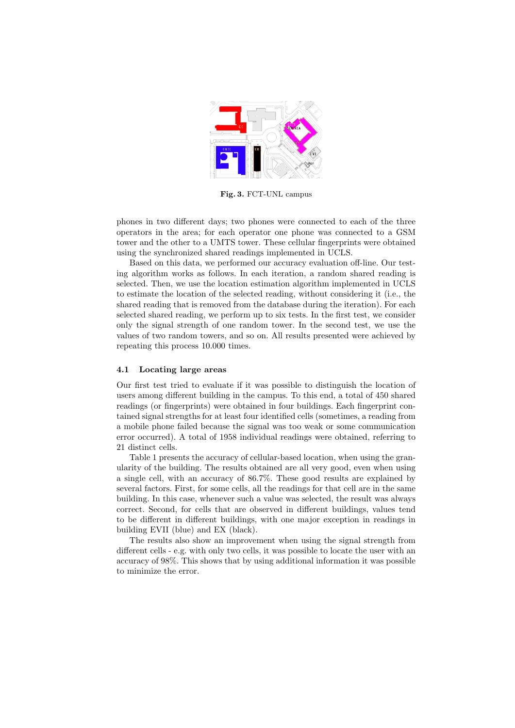Fig. 3. FCT-UNL campus

phones in two different days; two phones were connected to each of the three operators in the area; for each operator one phone was connected to a GSM tower and the other to a UMTS tower. These cellular fingerprints were obtained using the synchronized shared readings implemented in UCLS.

Based on this data, we performed our accuracy evaluation off-line. Our testing algorithm works as follows. In each iteration, a random shared reading is selected. Then, we use the location estimation algorithm implemented in UCLS to estimate the location of the selected reading, without considering it (i.e., the shared reading that is removed from the database during the iteration). For each selected shared reading, we perform up to six tests. In the first test, we consider only the signal strength of one random tower. In the second test, we use the values of two random towers, and so on. All results presented were achieved by repeating this process 10.000 times.

### 4.1 Locating large areas

Our first test tried to evaluate if it was possible to distinguish the location of users among different building in the campus. To this end, a total of 450 shared readings (or fingerprints) were obtained in four buildings. Each fingerprint contained signal strengths for at least four identified cells (sometimes, a reading from a mobile phone failed because the signal was too weak or some communication error occurred). A total of 1958 individual readings were obtained, referring to 21 distinct cells.

Table 1 presents the accuracy of cellular-based location, when using the granularity of the building. The results obtained are all very good, even when using a single cell, with an accuracy of 86.7%. These good results are explained by several factors. First, for some cells, all the readings for that cell are in the same building. In this case, whenever such a value was selected, the result was always correct. Second, for cells that are observed in different buildings, values tend to be different in different buildings, with one major exception in readings in building EVII (blue) and EX (black).

The results also show an improvement when using the signal strength from different cells - e.g. with only two cells, it was possible to locate the user with an accuracy of 98%. This shows that by using additional information it was possible to minimize the error.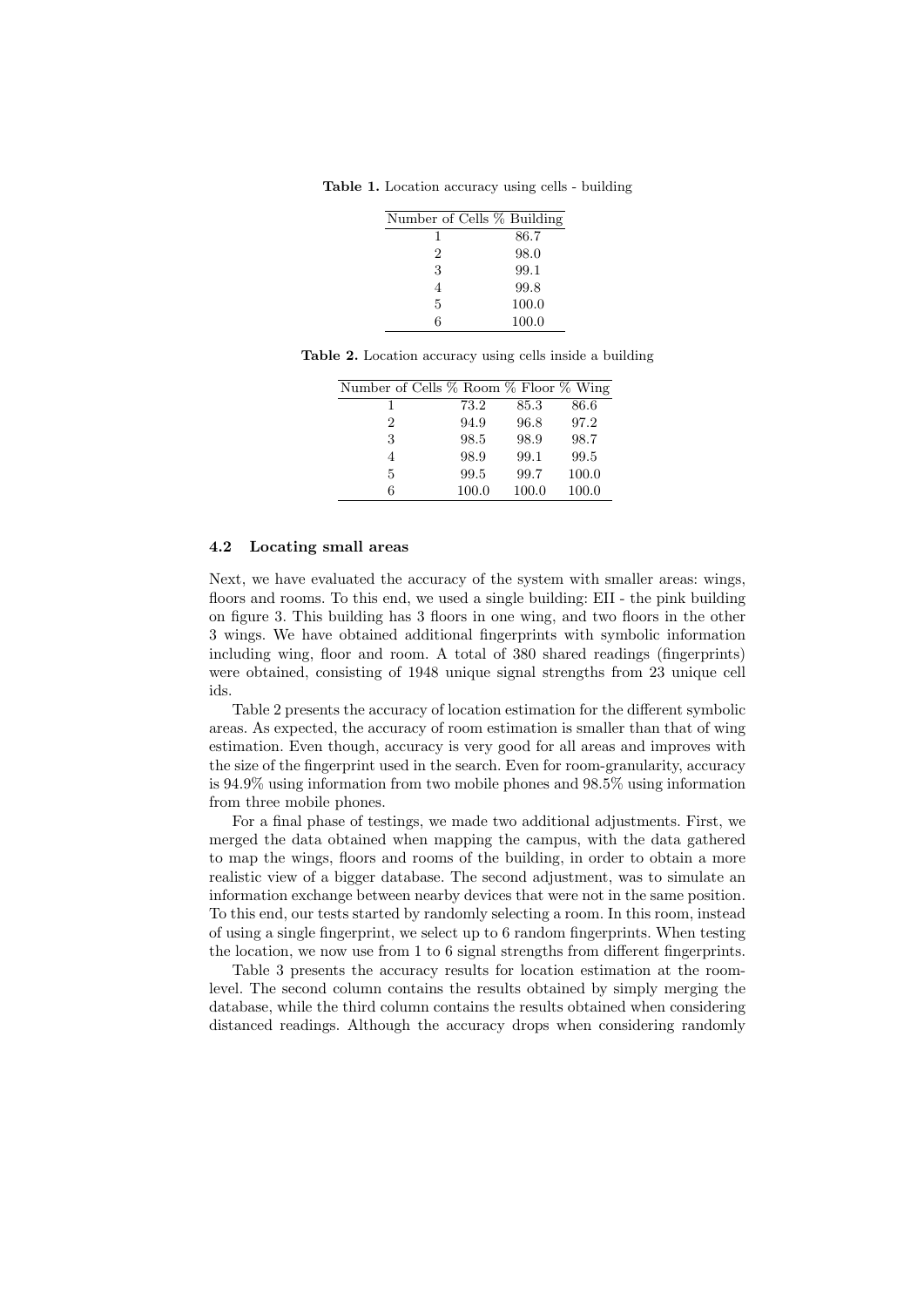**Table 1.** Location accuracy using cells - building

| Number of Cells | % Building |
|---|---|
| 1 | 86.7 |
| 2 | 98.0 |
| 3 | 99.1 |
| 4 | 99.8 |
| 5 | 100.0 |
| 6 | 100.0 |

**Table 2.** Location accuracy using cells inside a building

| Number of Cells | % Room | % Floor | % Wing |
|---|---|---|---|
| 1 | 73.2 | 85.3 | 86.6 |
| 2 | 94.9 | 96.8 | 97.2 |
| 3 | 98.5 | 98.9 | 98.7 |
| 4 | 98.9 | 99.1 | 99.5 |
| 5 | 99.5 | 99.7 | 100.0 |
| 6 | 100.0 | 100.0 | 100.0 |

### 4.2 Locating small areas

Next, we have evaluated the accuracy of the system with smaller areas: wings, floors and rooms. To this end, we used a single building: EII - the pink building on figure 3. This building has 3 floors in one wing, and two floors in the other 3 wings. We have obtained additional fingerprints with symbolic information including wing, floor and room. A total of 380 shared readings (fingerprints) were obtained, consisting of 1948 unique signal strengths from 23 unique cell ids.

Table 2 presents the accuracy of location estimation for the different symbolic areas. As expected, the accuracy of room estimation is smaller than that of wing estimation. Even though, accuracy is very good for all areas and improves with the size of the fingerprint used in the search. Even for room-granularity, accuracy is 94.9% using information from two mobile phones and 98.5% using information from three mobile phones.

For a final phase of testings, we made two additional adjustments. First, we merged the data obtained when mapping the campus, with the data gathered to map the wings, floors and rooms of the building, in order to obtain a more realistic view of a bigger database. The second adjustment, was to simulate an information exchange between nearby devices that were not in the same position. To this end, our tests started by randomly selecting a room. In this room, instead of using a single fingerprint, we select up to 6 random fingerprints. When testing the location, we now use from 1 to 6 signal strengths from different fingerprints.

Table 3 presents the accuracy results for location estimation at the room-level. The second column contains the results obtained by simply merging the database, while the third column contains the results obtained when considering distanced readings. Although the accuracy drops when considering randomly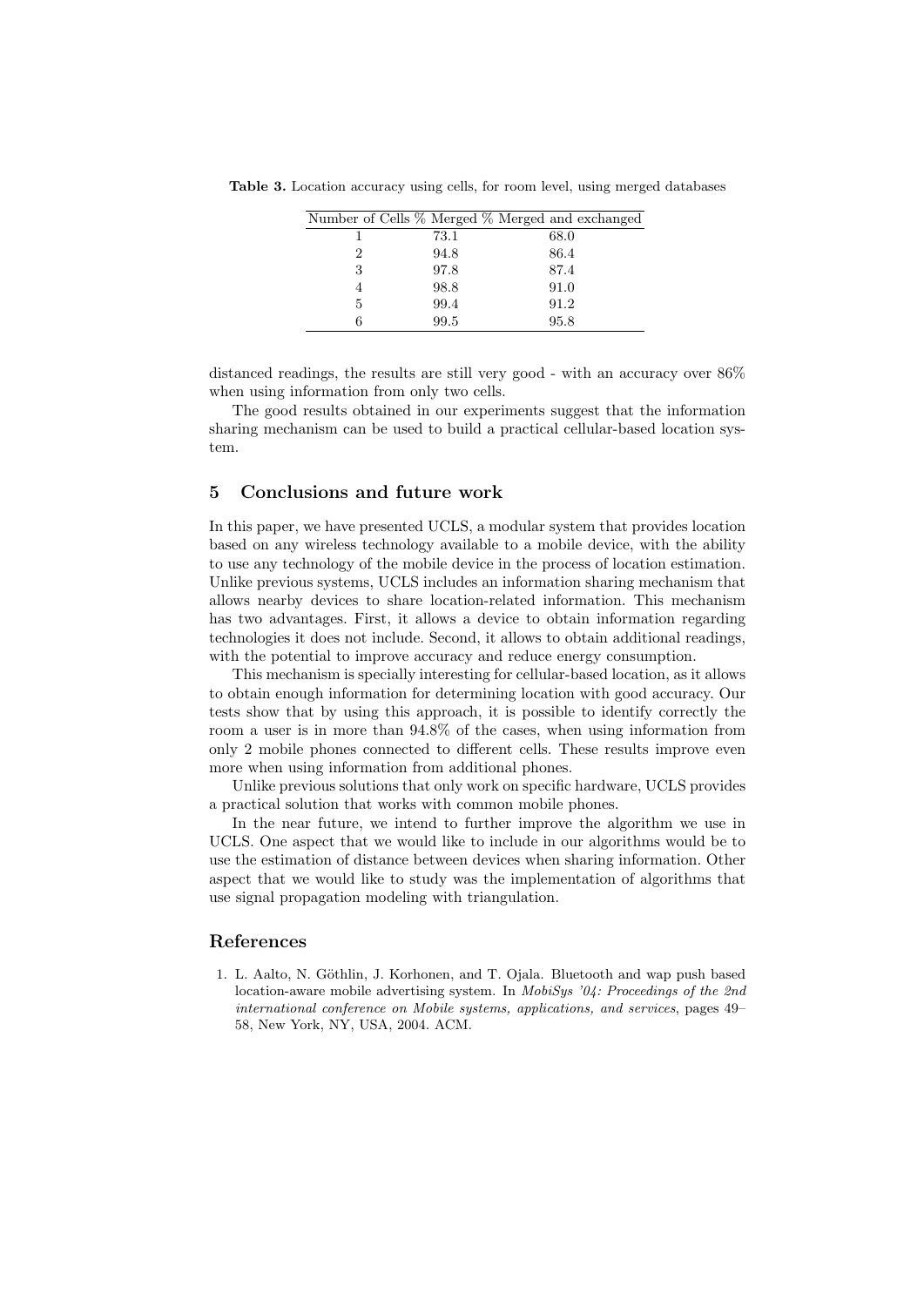**Table 3.** Location accuracy using cells, for room level, using merged databases

| Number of Cells | % Merged | % Merged and exchanged |
|---|---|---|
| 1 | 73.1 | 68.0 |
| 2 | 94.8 | 86.4 |
| 3 | 97.8 | 87.4 |
| 4 | 98.8 | 91.0 |
| 5 | 99.4 | 91.2 |
| 6 | 99.5 | 95.8 |

distanced readings, the results are still very good - with an accuracy over 86% when using information from only two cells.

The good results obtained in our experiments suggest that the information sharing mechanism can be used to build a practical cellular-based location system.

## 5 Conclusions and future work

In this paper, we have presented UCLS, a modular system that provides location based on any wireless technology available to a mobile device, with the ability to use any technology of the mobile device in the process of location estimation. Unlike previous systems, UCLS includes an information sharing mechanism that allows nearby devices to share location-related information. This mechanism has two advantages. First, it allows a device to obtain information regarding technologies it does not include. Second, it allows to obtain additional readings, with the potential to improve accuracy and reduce energy consumption.

This mechanism is specially interesting for cellular-based location, as it allows to obtain enough information for determining location with good accuracy. Our tests show that by using this approach, it is possible to identify correctly the room a user is in more than 94.8% of the cases, when using information from only 2 mobile phones connected to different cells. These results improve even more when using information from additional phones.

Unlike previous solutions that only work on specific hardware, UCLS provides a practical solution that works with common mobile phones.

In the near future, we intend to further improve the algorithm we use in UCLS. One aspect that we would like to include in our algorithms would be to use the estimation of distance between devices when sharing information. Other aspect that we would like to study was the implementation of algorithms that use signal propagation modeling with triangulation.

## References

1. L. Aalto, N. Göthlin, J. Korhonen, and T. Ojala. Bluetooth and wap push based location-aware mobile advertising system. In *MobiSys '04: Proceedings of the 2nd international conference on Mobile systems, applications, and services*, pages 49–58, New York, NY, USA, 2004. ACM.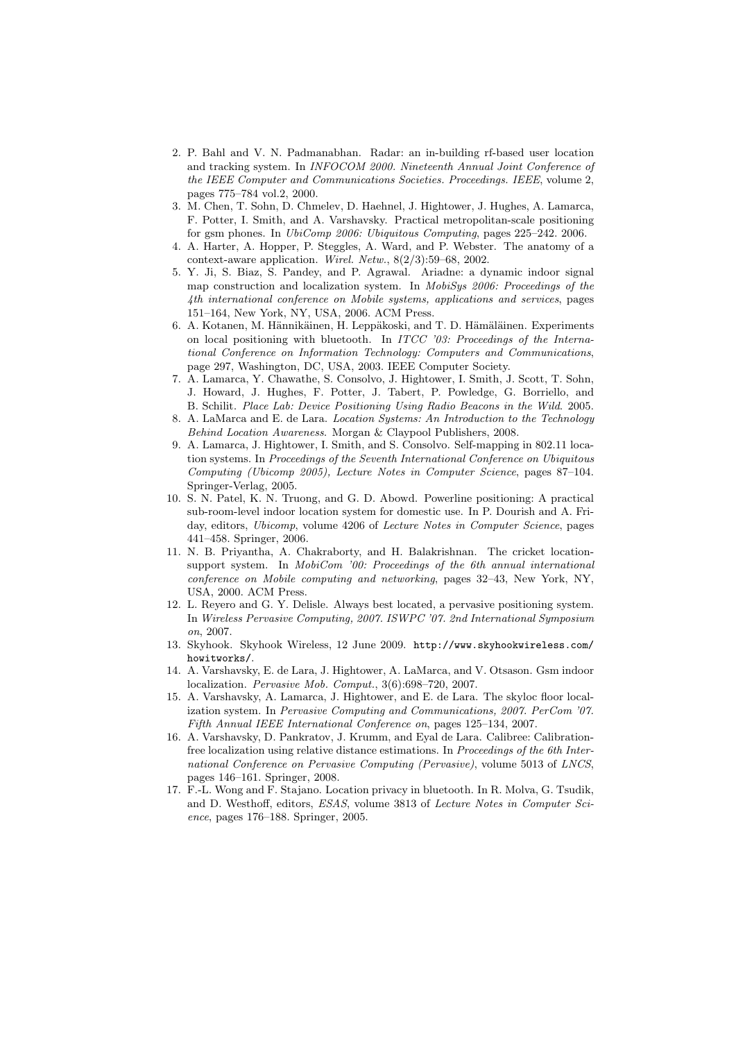2. P. Bahl and V. N. Padmanabhan. Radar: an in-building rf-based user location and tracking system. In *INFOCOM 2000. Nineteenth Annual Joint Conference of the IEEE Computer and Communications Societies. Proceedings. IEEE*, volume 2, pages 775–784 vol.2, 2000.
3. M. Chen, T. Sohn, D. Chmelev, D. Haehnel, J. Hightower, J. Hughes, A. Lamarca, F. Potter, I. Smith, and A. Varshavsky. Practical metropolitan-scale positioning for gsm phones. In *UbiComp 2006: Ubiquitous Computing*, pages 225–242. 2006.
4. A. Harter, A. Hopper, P. Steggles, A. Ward, and P. Webster. The anatomy of a context-aware application. *Wirel. Netw.*, 8(2/3):59–68, 2002.
5. Y. Ji, S. Biaz, S. Pandey, and P. Agrawal. Ariadne: a dynamic indoor signal map construction and localization system. In *MobiSys 2006: Proceedings of the 4th international conference on Mobile systems, applications and services*, pages 151–164, New York, NY, USA, 2006. ACM Press.
6. A. Kotanen, M. Hännikäinen, H. Leppäkoski, and T. D. Hämäläinen. Experiments on local positioning with bluetooth. In *ITCC '03: Proceedings of the International Conference on Information Technology: Computers and Communications*, page 297, Washington, DC, USA, 2003. IEEE Computer Society.
7. A. Lamarca, Y. Chawathe, S. Consolvo, J. Hightower, I. Smith, J. Scott, T. Sohn, J. Howard, J. Hughes, F. Potter, J. Tabert, P. Powledge, G. Borriello, and B. Schilit. *Place Lab: Device Positioning Using Radio Beacons in the Wild*. 2005.
8. A. LaMarca and E. de Lara. *Location Systems: An Introduction to the Technology Behind Location Awareness*. Morgan & Claypool Publishers, 2008.
9. A. Lamarca, J. Hightower, I. Smith, and S. Consolvo. Self-mapping in 802.11 location systems. In *Proceedings of the Seventh International Conference on Ubiquitous Computing (Ubicomp 2005), Lecture Notes in Computer Science*, pages 87–104. Springer-Verlag, 2005.
10. S. N. Patel, K. N. Truong, and G. D. Abowd. Powerline positioning: A practical sub-room-level indoor location system for domestic use. In P. Dourish and A. Friday, editors, *Ubicomp*, volume 4206 of *Lecture Notes in Computer Science*, pages 441–458. Springer, 2006.
11. N. B. Priyantha, A. Chakraborty, and H. Balakrishnan. The cricket location-support system. In *MobiCom '00: Proceedings of the 6th annual international conference on Mobile computing and networking*, pages 32–43, New York, NY, USA, 2000. ACM Press.
12. L. Reyero and G. Y. Delisle. Always best located, a pervasive positioning system. In *Wireless Pervasive Computing, 2007. ISWPC '07. 2nd International Symposium on*, 2007.
13. Skyhook. Skyhook Wireless, 12 June 2009. `http://www.skyhookwireless.com/howitworks/`.
14. A. Varshavsky, E. de Lara, J. Hightower, A. LaMarca, and V. Otsason. Gsm indoor localization. *Pervasive Mob. Comput.*, 3(6):698–720, 2007.
15. A. Varshavsky, A. Lamarca, J. Hightower, and E. de Lara. The skyloc floor localization system. In *Pervasive Computing and Communications, 2007. PerCom '07. Fifth Annual IEEE International Conference on*, pages 125–134, 2007.
16. A. Varshavsky, D. Pankratov, J. Krumm, and Eyal de Lara. Calibree: Calibration-free localization using relative distance estimations. In *Proceedings of the 6th International Conference on Pervasive Computing (Pervasive)*, volume 5013 of *LNCS*, pages 146–161. Springer, 2008.
17. F.-L. Wong and F. Stajano. Location privacy in bluetooth. In R. Molva, G. Tsudik, and D. Westhoff, editors, *ESAS*, volume 3813 of *Lecture Notes in Computer Science*, pages 176–188. Springer, 2005.